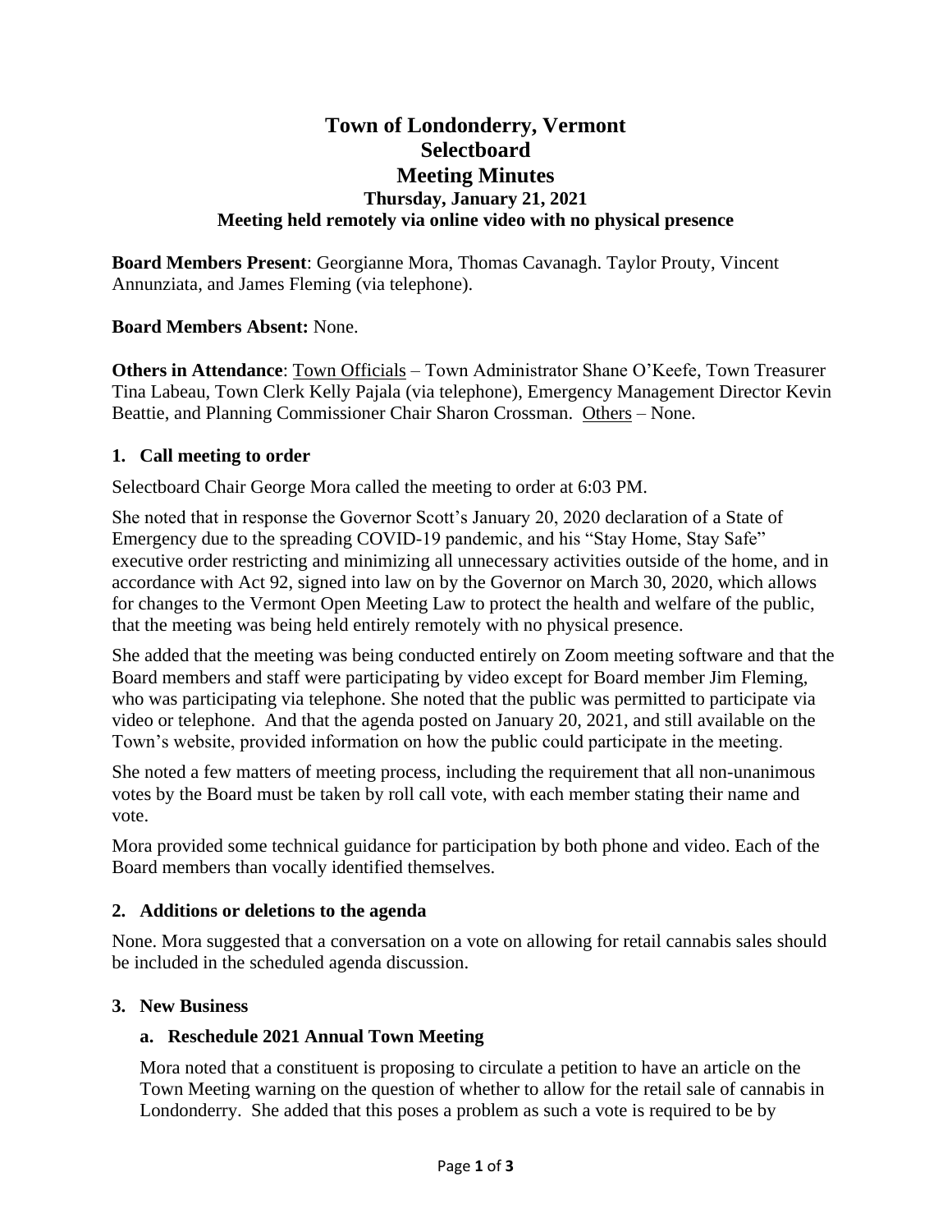# Town of Londonderry, Vermont
# Selectboard
# Meeting Minutes
### Thursday, January 21, 2021
### Meeting held remotely via online video with no physical presence

**Board Members Present**: Georgianne Mora, Thomas Cavanagh. Taylor Prouty, Vincent Annunziata, and James Fleming (via telephone).

**Board Members Absent:** None.

**Others in Attendance**: Town Officials – Town Administrator Shane O'Keefe, Town Treasurer Tina Labeau, Town Clerk Kelly Pajala (via telephone), Emergency Management Director Kevin Beattie, and Planning Commissioner Chair Sharon Crossman. Others – None.

## 1. Call meeting to order

Selectboard Chair George Mora called the meeting to order at 6:03 PM.

She noted that in response the Governor Scott's January 20, 2020 declaration of a State of Emergency due to the spreading COVID-19 pandemic, and his "Stay Home, Stay Safe" executive order restricting and minimizing all unnecessary activities outside of the home, and in accordance with Act 92, signed into law on by the Governor on March 30, 2020, which allows for changes to the Vermont Open Meeting Law to protect the health and welfare of the public, that the meeting was being held entirely remotely with no physical presence.

She added that the meeting was being conducted entirely on Zoom meeting software and that the Board members and staff were participating by video except for Board member Jim Fleming, who was participating via telephone. She noted that the public was permitted to participate via video or telephone. And that the agenda posted on January 20, 2021, and still available on the Town's website, provided information on how the public could participate in the meeting.

She noted a few matters of meeting process, including the requirement that all non-unanimous votes by the Board must be taken by roll call vote, with each member stating their name and vote.

Mora provided some technical guidance for participation by both phone and video. Each of the Board members than vocally identified themselves.

## 2. Additions or deletions to the agenda

None. Mora suggested that a conversation on a vote on allowing for retail cannabis sales should be included in the scheduled agenda discussion.

## 3. New Business

### a. Reschedule 2021 Annual Town Meeting

Mora noted that a constituent is proposing to circulate a petition to have an article on the Town Meeting warning on the question of whether to allow for the retail sale of cannabis in Londonderry. She added that this poses a problem as such a vote is required to be by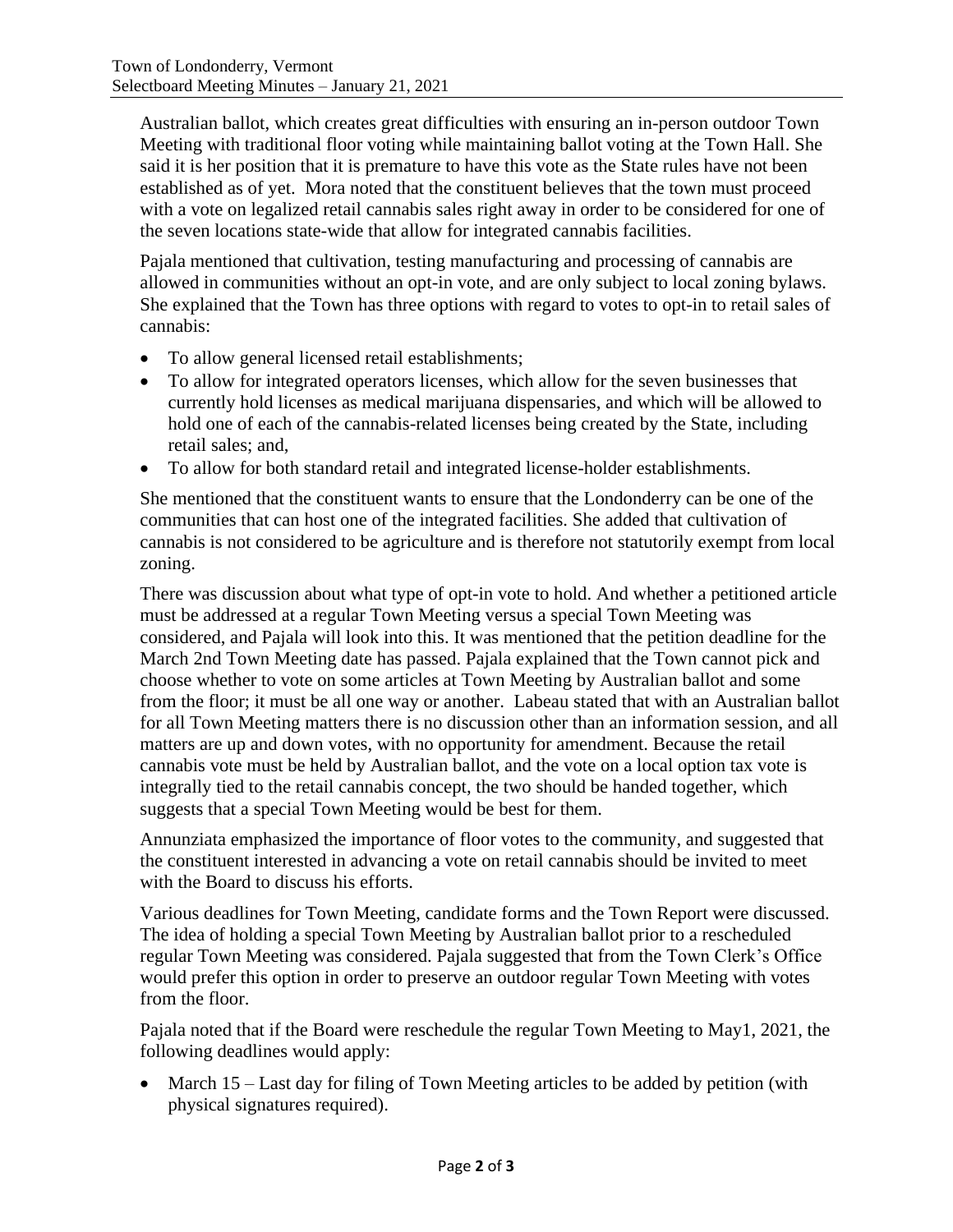Australian ballot, which creates great difficulties with ensuring an in-person outdoor Town Meeting with traditional floor voting while maintaining ballot voting at the Town Hall. She said it is her position that it is premature to have this vote as the State rules have not been established as of yet. Mora noted that the constituent believes that the town must proceed with a vote on legalized retail cannabis sales right away in order to be considered for one of the seven locations state-wide that allow for integrated cannabis facilities.

Pajala mentioned that cultivation, testing manufacturing and processing of cannabis are allowed in communities without an opt-in vote, and are only subject to local zoning bylaws. She explained that the Town has three options with regard to votes to opt-in to retail sales of cannabis:

- To allow general licensed retail establishments;
- To allow for integrated operators licenses, which allow for the seven businesses that currently hold licenses as medical marijuana dispensaries, and which will be allowed to hold one of each of the cannabis-related licenses being created by the State, including retail sales; and,
- To allow for both standard retail and integrated license-holder establishments.

She mentioned that the constituent wants to ensure that the Londonderry can be one of the communities that can host one of the integrated facilities. She added that cultivation of cannabis is not considered to be agriculture and is therefore not statutorily exempt from local zoning.

There was discussion about what type of opt-in vote to hold. And whether a petitioned article must be addressed at a regular Town Meeting versus a special Town Meeting was considered, and Pajala will look into this. It was mentioned that the petition deadline for the March 2nd Town Meeting date has passed. Pajala explained that the Town cannot pick and choose whether to vote on some articles at Town Meeting by Australian ballot and some from the floor; it must be all one way or another. Labeau stated that with an Australian ballot for all Town Meeting matters there is no discussion other than an information session, and all matters are up and down votes, with no opportunity for amendment. Because the retail cannabis vote must be held by Australian ballot, and the vote on a local option tax vote is integrally tied to the retail cannabis concept, the two should be handed together, which suggests that a special Town Meeting would be best for them.

Annunziata emphasized the importance of floor votes to the community, and suggested that the constituent interested in advancing a vote on retail cannabis should be invited to meet with the Board to discuss his efforts.

Various deadlines for Town Meeting, candidate forms and the Town Report were discussed. The idea of holding a special Town Meeting by Australian ballot prior to a rescheduled regular Town Meeting was considered. Pajala suggested that from the Town Clerk's Office would prefer this option in order to preserve an outdoor regular Town Meeting with votes from the floor.

Pajala noted that if the Board were reschedule the regular Town Meeting to May1, 2021, the following deadlines would apply:

- March 15 – Last day for filing of Town Meeting articles to be added by petition (with physical signatures required).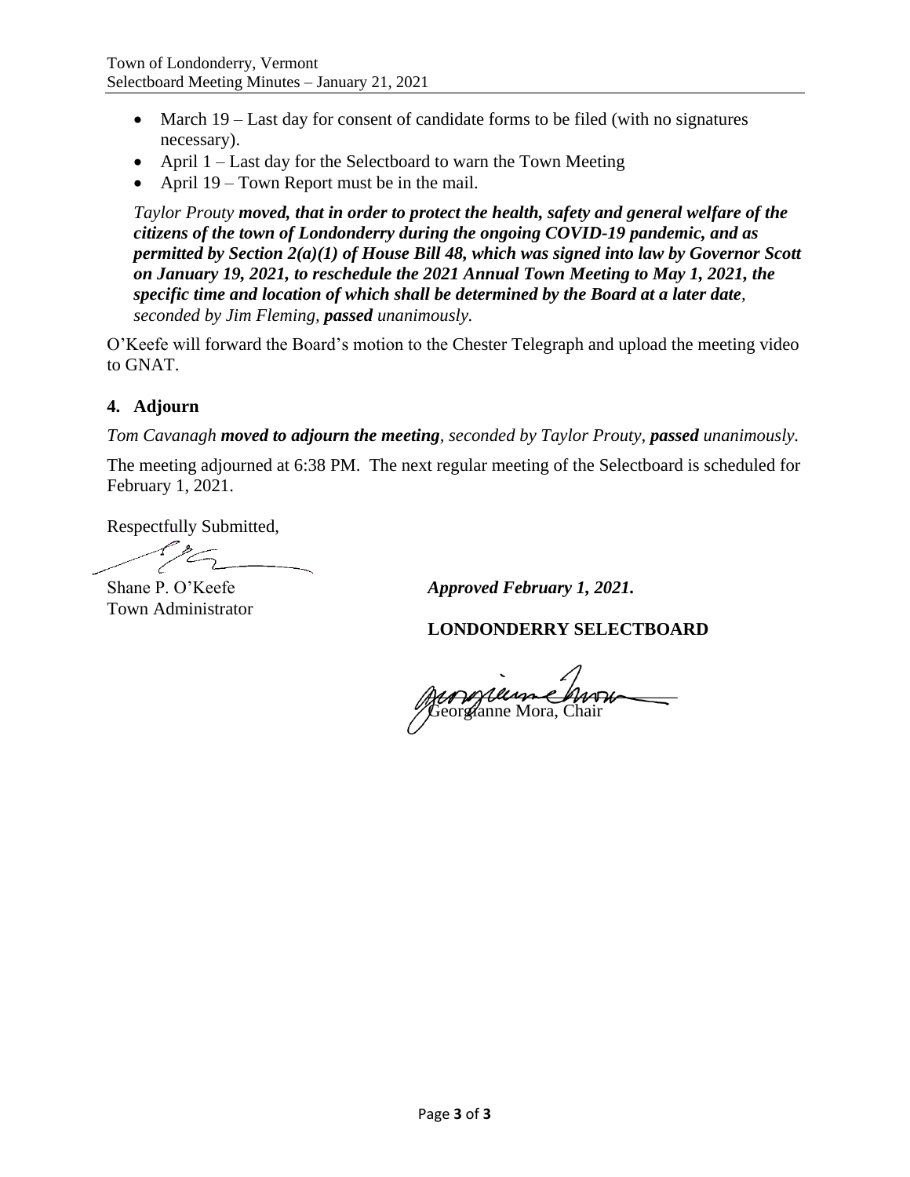- March 19 – Last day for consent of candidate forms to be filed (with no signatures necessary).
- April 1 – Last day for the Selectboard to warn the Town Meeting
- April 19 – Town Report must be in the mail.

*Taylor Prouty* ***moved, that in order to protect the health, safety and general welfare of the citizens of the town of Londonderry during the ongoing COVID-19 pandemic, and as permitted by Section 2(a)(1) of House Bill 48, which was signed into law by Governor Scott on January 19, 2021, to reschedule the 2021 Annual Town Meeting to May 1, 2021, the specific time and location of which shall be determined by the Board at a later date****, seconded by Jim Fleming,* ***passed*** *unanimously.*

O'Keefe will forward the Board's motion to the Chester Telegraph and upload the meeting video to GNAT.

## 4. Adjourn

*Tom Cavanagh* ***moved to adjourn the meeting****, seconded by Taylor Prouty,* ***passed*** *unanimously.*

The meeting adjourned at 6:38 PM. The next regular meeting of the Selectboard is scheduled for February 1, 2021.

Respectfully Submitted,

Shane P. O'Keefe
Town Administrator

***Approved February 1, 2021.***

**LONDONDERRY SELECTBOARD**

Georgianne Mora, Chair